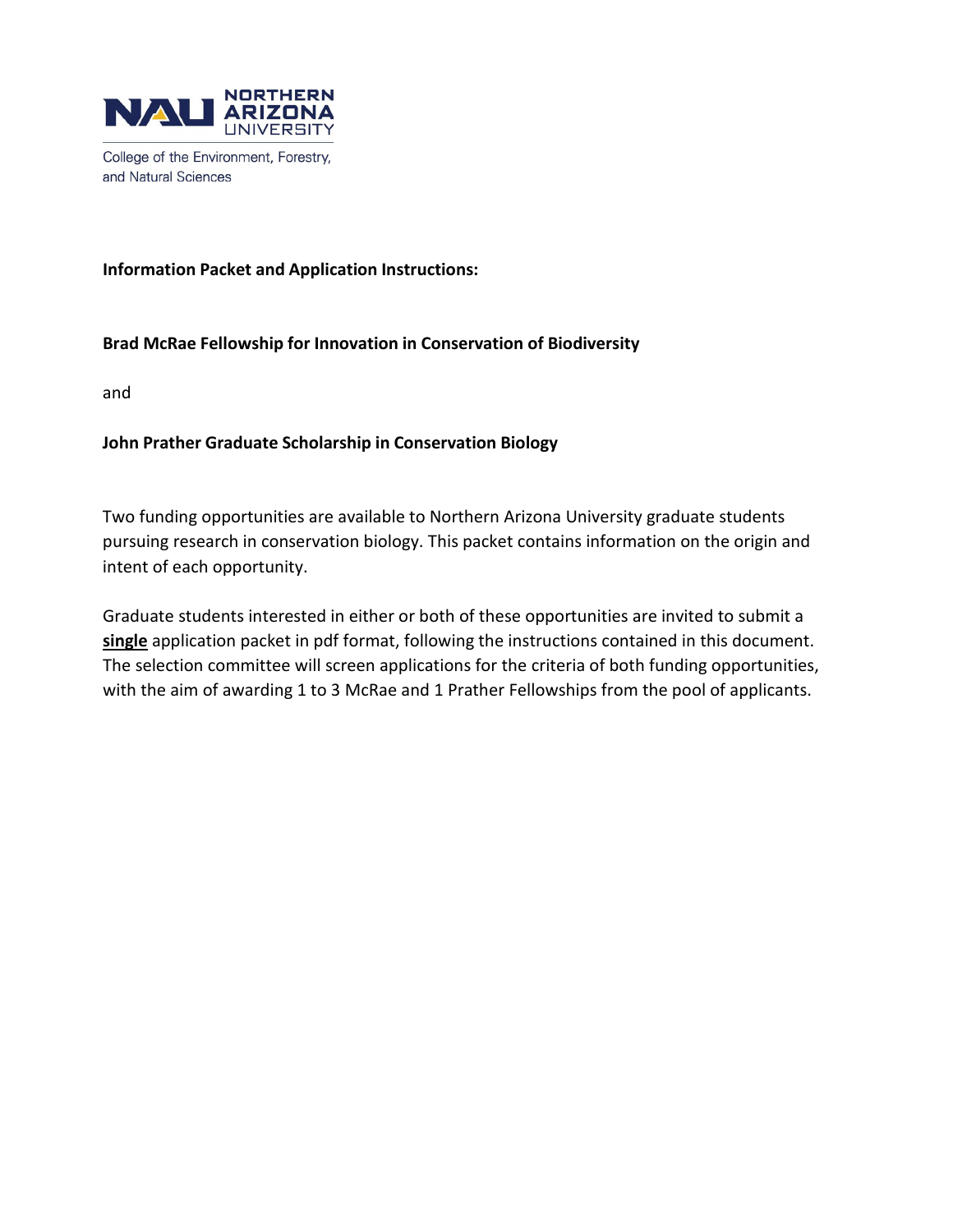NORTHERN ARIZONA UNIVERSITY

College of the Environment, Forestry, and Natural Sciences

**Information Packet and Application Instructions:**

**Brad McRae Fellowship for Innovation in Conservation of Biodiversity**

and

**John Prather Graduate Scholarship in Conservation Biology**

Two funding opportunities are available to Northern Arizona University graduate students pursuing research in conservation biology. This packet contains information on the origin and intent of each opportunity.

Graduate students interested in either or both of these opportunities are invited to submit a **single** application packet in pdf format, following the instructions contained in this document. The selection committee will screen applications for the criteria of both funding opportunities, with the aim of awarding 1 to 3 McRae and 1 Prather Fellowships from the pool of applicants.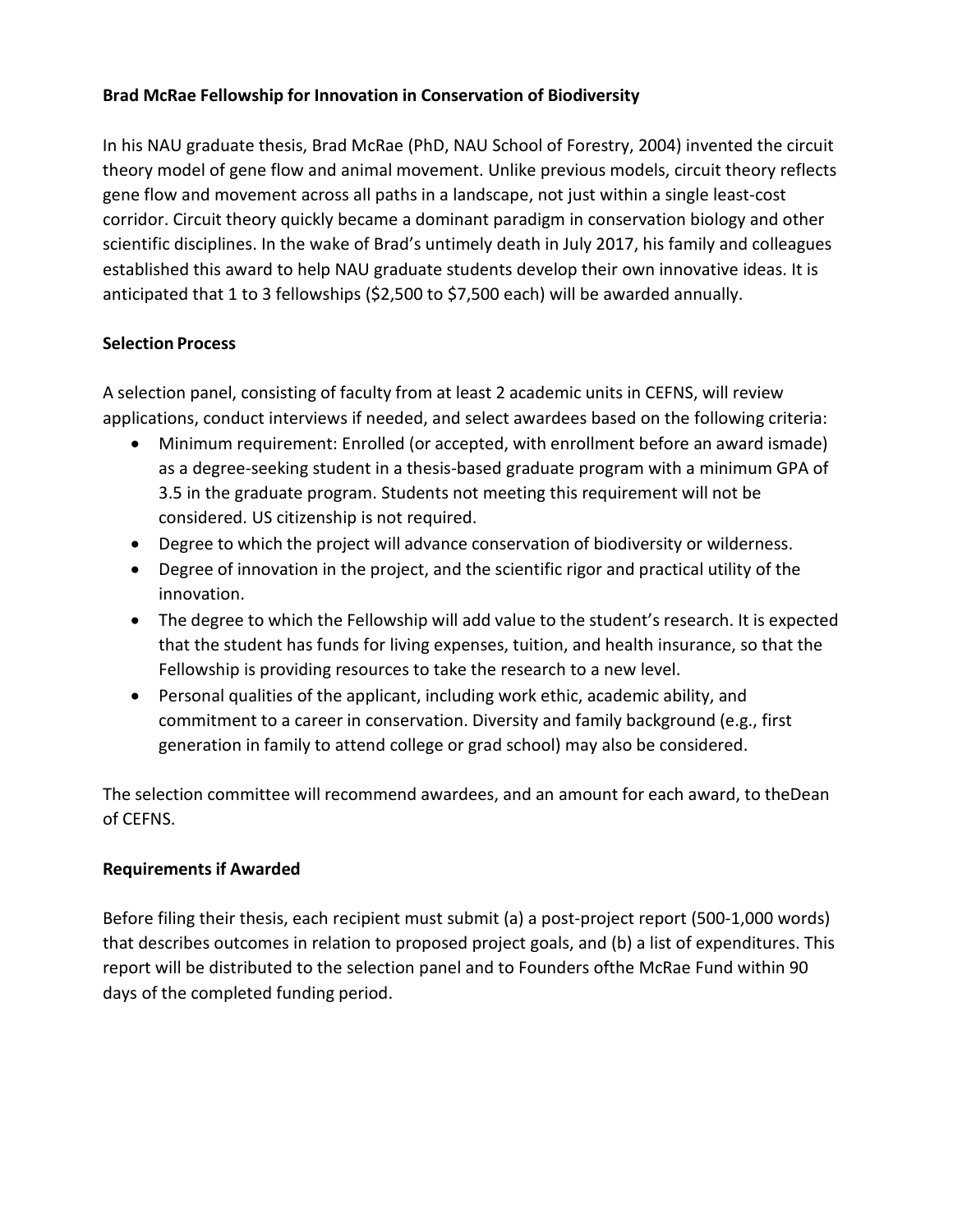**Brad McRae Fellowship for Innovation in Conservation of Biodiversity**

In his NAU graduate thesis, Brad McRae (PhD, NAU School of Forestry, 2004) invented the circuit theory model of gene flow and animal movement. Unlike previous models, circuit theory reflects gene flow and movement across all paths in a landscape, not just within a single least-cost corridor. Circuit theory quickly became a dominant paradigm in conservation biology and other scientific disciplines. In the wake of Brad's untimely death in July 2017, his family and colleagues established this award to help NAU graduate students develop their own innovative ideas. It is anticipated that 1 to 3 fellowships ($2,500 to $7,500 each) will be awarded annually.

**Selection Process**

A selection panel, consisting of faculty from at least 2 academic units in CEFNS, will review applications, conduct interviews if needed, and select awardees based on the following criteria:

- Minimum requirement: Enrolled (or accepted, with enrollment before an award ismade) as a degree-seeking student in a thesis-based graduate program with a minimum GPA of 3.5 in the graduate program. Students not meeting this requirement will not be considered. US citizenship is not required.
- Degree to which the project will advance conservation of biodiversity or wilderness.
- Degree of innovation in the project, and the scientific rigor and practical utility of the innovation.
- The degree to which the Fellowship will add value to the student's research. It is expected that the student has funds for living expenses, tuition, and health insurance, so that the Fellowship is providing resources to take the research to a new level.
- Personal qualities of the applicant, including work ethic, academic ability, and commitment to a career in conservation. Diversity and family background (e.g., first generation in family to attend college or grad school) may also be considered.

The selection committee will recommend awardees, and an amount for each award, to theDean of CEFNS.

**Requirements if Awarded**

Before filing their thesis, each recipient must submit (a) a post-project report (500-1,000 words) that describes outcomes in relation to proposed project goals, and (b) a list of expenditures. This report will be distributed to the selection panel and to Founders ofthe McRae Fund within 90 days of the completed funding period.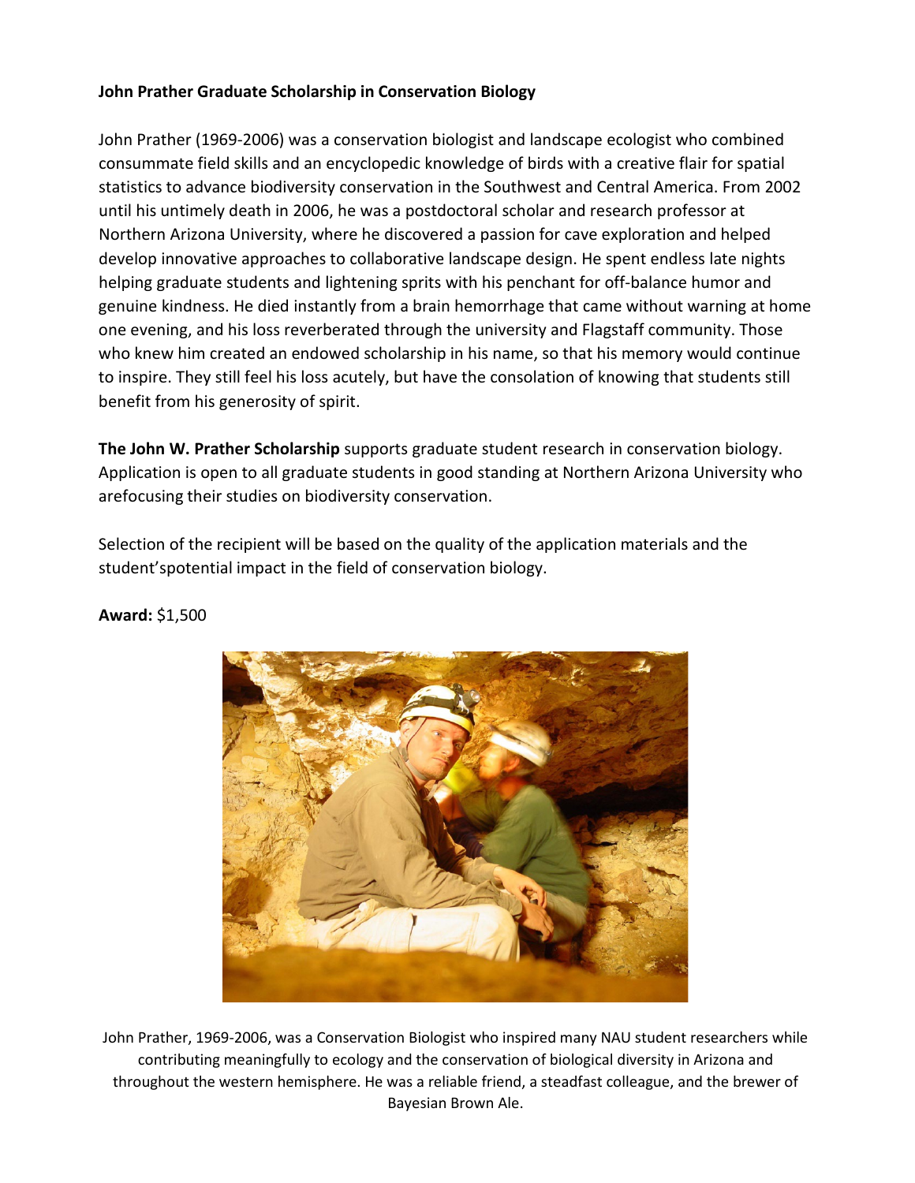**John Prather Graduate Scholarship in Conservation Biology**

John Prather (1969-2006) was a conservation biologist and landscape ecologist who combined consummate field skills and an encyclopedic knowledge of birds with a creative flair for spatial statistics to advance biodiversity conservation in the Southwest and Central America. From 2002 until his untimely death in 2006, he was a postdoctoral scholar and research professor at Northern Arizona University, where he discovered a passion for cave exploration and helped develop innovative approaches to collaborative landscape design. He spent endless late nights helping graduate students and lightening sprits with his penchant for off-balance humor and genuine kindness. He died instantly from a brain hemorrhage that came without warning at home one evening, and his loss reverberated through the university and Flagstaff community. Those who knew him created an endowed scholarship in his name, so that his memory would continue to inspire. They still feel his loss acutely, but have the consolation of knowing that students still benefit from his generosity of spirit.

**The John W. Prather Scholarship** supports graduate student research in conservation biology. Application is open to all graduate students in good standing at Northern Arizona University who arefocusing their studies on biodiversity conservation.

Selection of the recipient will be based on the quality of the application materials and the student'spotential impact in the field of conservation biology.

**Award:** $1,500

John Prather, 1969-2006, was a Conservation Biologist who inspired many NAU student researchers while contributing meaningfully to ecology and the conservation of biological diversity in Arizona and throughout the western hemisphere. He was a reliable friend, a steadfast colleague, and the brewer of Bayesian Brown Ale.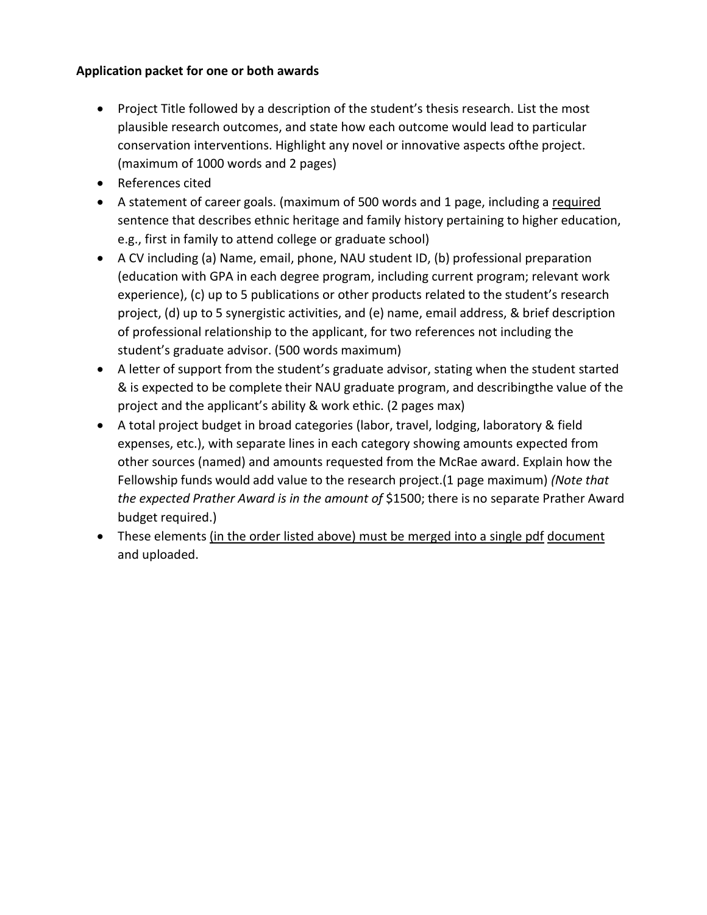**Application packet for one or both awards**

- Project Title followed by a description of the student's thesis research. List the most plausible research outcomes, and state how each outcome would lead to particular conservation interventions. Highlight any novel or innovative aspects ofthe project. (maximum of 1000 words and 2 pages)
- References cited
- A statement of career goals. (maximum of 500 words and 1 page, including a required sentence that describes ethnic heritage and family history pertaining to higher education, e.g., first in family to attend college or graduate school)
- A CV including (a) Name, email, phone, NAU student ID, (b) professional preparation (education with GPA in each degree program, including current program; relevant work experience), (c) up to 5 publications or other products related to the student's research project, (d) up to 5 synergistic activities, and (e) name, email address, & brief description of professional relationship to the applicant, for two references not including the student's graduate advisor. (500 words maximum)
- A letter of support from the student's graduate advisor, stating when the student started & is expected to be complete their NAU graduate program, and describingthe value of the project and the applicant's ability & work ethic. (2 pages max)
- A total project budget in broad categories (labor, travel, lodging, laboratory & field expenses, etc.), with separate lines in each category showing amounts expected from other sources (named) and amounts requested from the McRae award. Explain how the Fellowship funds would add value to the research project.(1 page maximum) *(Note that the expected Prather Award is in the amount of* $1500; there is no separate Prather Award budget required.)
- These elements (in the order listed above) must be merged into a single pdf document and uploaded.